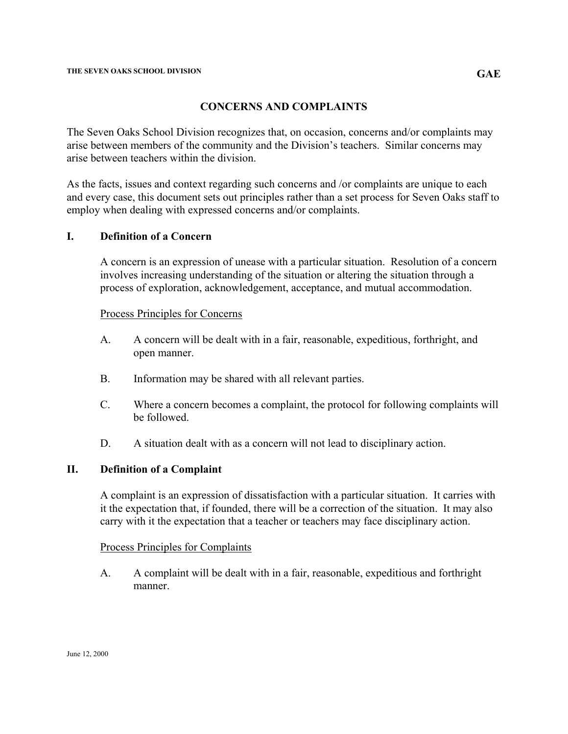THE SEVEN OAKS SCHOOL DIVISION **GAE**

# CONCERNS AND COMPLAINTS

The Seven Oaks School Division recognizes that, on occasion, concerns and/or complaints may arise between members of the community and the Division's teachers. Similar concerns may arise between teachers within the division.

As the facts, issues and context regarding such concerns and /or complaints are unique to each and every case, this document sets out principles rather than a set process for Seven Oaks staff to employ when dealing with expressed concerns and/or complaints.

## I. Definition of a Concern

A concern is an expression of unease with a particular situation. Resolution of a concern involves increasing understanding of the situation or altering the situation through a process of exploration, acknowledgement, acceptance, and mutual accommodation.

<u>Process Principles for Concerns</u>

A. A concern will be dealt with in a fair, reasonable, expeditious, forthright, and open manner.

B. Information may be shared with all relevant parties.

C. Where a concern becomes a complaint, the protocol for following complaints will be followed.

D. A situation dealt with as a concern will not lead to disciplinary action.

## II. Definition of a Complaint

A complaint is an expression of dissatisfaction with a particular situation. It carries with it the expectation that, if founded, there will be a correction of the situation. It may also carry with it the expectation that a teacher or teachers may face disciplinary action.

<u>Process Principles for Complaints</u>

A. A complaint will be dealt with in a fair, reasonable, expeditious and forthright manner.

June 12, 2000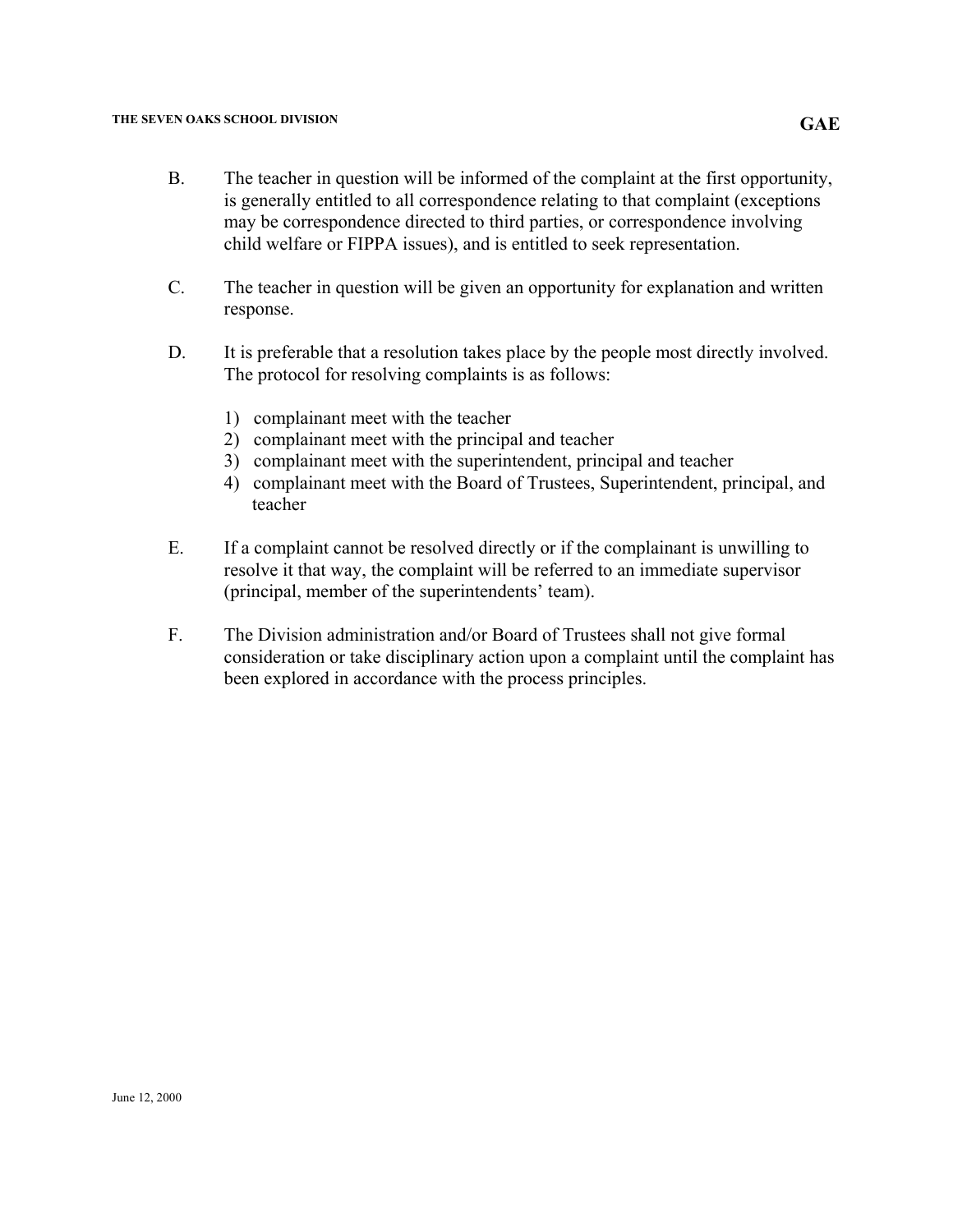B. The teacher in question will be informed of the complaint at the first opportunity, is generally entitled to all correspondence relating to that complaint (exceptions may be correspondence directed to third parties, or correspondence involving child welfare or FIPPA issues), and is entitled to seek representation.

C. The teacher in question will be given an opportunity for explanation and written response.

D. It is preferable that a resolution takes place by the people most directly involved. The protocol for resolving complaints is as follows:

   1) complainant meet with the teacher
   2) complainant meet with the principal and teacher
   3) complainant meet with the superintendent, principal and teacher
   4) complainant meet with the Board of Trustees, Superintendent, principal, and teacher

E. If a complaint cannot be resolved directly or if the complainant is unwilling to resolve it that way, the complaint will be referred to an immediate supervisor (principal, member of the superintendents' team).

F. The Division administration and/or Board of Trustees shall not give formal consideration or take disciplinary action upon a complaint until the complaint has been explored in accordance with the process principles.